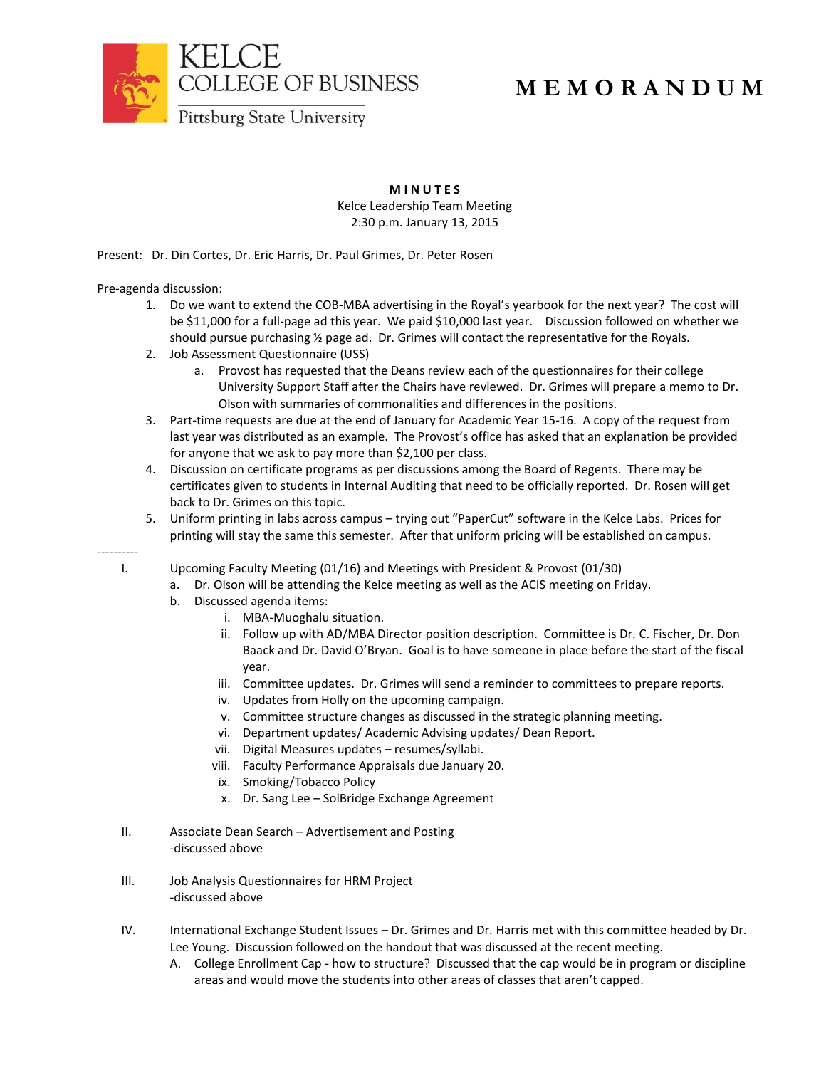KELCE
COLLEGE OF BUSINESS
Pittsburg State University

# MEMORANDUM

**MINUTES**
Kelce Leadership Team Meeting
2:30 p.m. January 13, 2015

Present: Dr. Din Cortes, Dr. Eric Harris, Dr. Paul Grimes, Dr. Peter Rosen

Pre-agenda discussion:

1. Do we want to extend the COB-MBA advertising in the Royal's yearbook for the next year? The cost will be $11,000 for a full-page ad this year. We paid $10,000 last year. Discussion followed on whether we should pursue purchasing ½ page ad. Dr. Grimes will contact the representative for the Royals.
2. Job Assessment Questionnaire (USS)
   a. Provost has requested that the Deans review each of the questionnaires for their college University Support Staff after the Chairs have reviewed. Dr. Grimes will prepare a memo to Dr. Olson with summaries of commonalities and differences in the positions.
3. Part-time requests are due at the end of January for Academic Year 15-16. A copy of the request from last year was distributed as an example. The Provost's office has asked that an explanation be provided for anyone that we ask to pay more than $2,100 per class.
4. Discussion on certificate programs as per discussions among the Board of Regents. There may be certificates given to students in Internal Auditing that need to be officially reported. Dr. Rosen will get back to Dr. Grimes on this topic.
5. Uniform printing in labs across campus – trying out "PaperCut" software in the Kelce Labs. Prices for printing will stay the same this semester. After that uniform pricing will be established on campus.

----------

I. Upcoming Faculty Meeting (01/16) and Meetings with President & Provost (01/30)
   a. Dr. Olson will be attending the Kelce meeting as well as the ACIS meeting on Friday.
   b. Discussed agenda items:
      i. MBA-Muoghalu situation.
      ii. Follow up with AD/MBA Director position description. Committee is Dr. C. Fischer, Dr. Don Baack and Dr. David O'Bryan. Goal is to have someone in place before the start of the fiscal year.
      iii. Committee updates. Dr. Grimes will send a reminder to committees to prepare reports.
      iv. Updates from Holly on the upcoming campaign.
      v. Committee structure changes as discussed in the strategic planning meeting.
      vi. Department updates/ Academic Advising updates/ Dean Report.
      vii. Digital Measures updates – resumes/syllabi.
      viii. Faculty Performance Appraisals due January 20.
      ix. Smoking/Tobacco Policy
      x. Dr. Sang Lee – SolBridge Exchange Agreement

II. Associate Dean Search – Advertisement and Posting
   -discussed above

III. Job Analysis Questionnaires for HRM Project
   -discussed above

IV. International Exchange Student Issues – Dr. Grimes and Dr. Harris met with this committee headed by Dr. Lee Young. Discussion followed on the handout that was discussed at the recent meeting.
   A. College Enrollment Cap - how to structure? Discussed that the cap would be in program or discipline areas and would move the students into other areas of classes that aren't capped.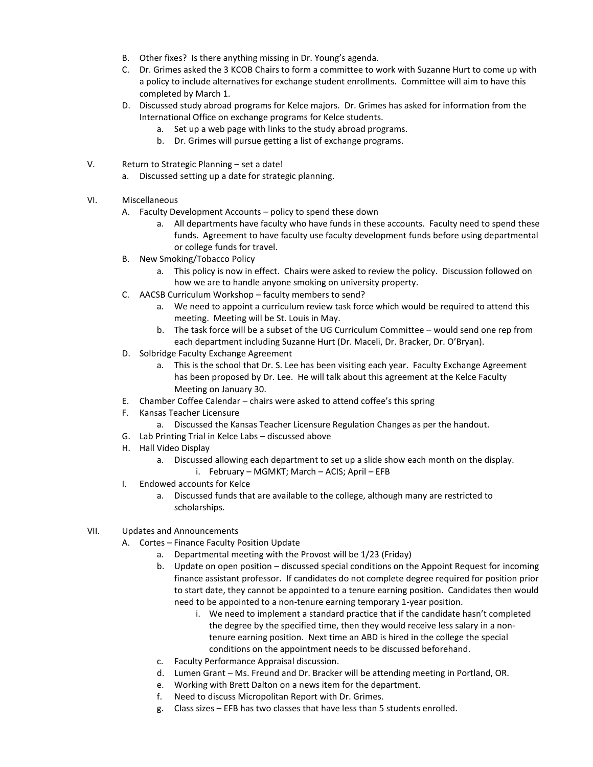B. Other fixes? Is there anything missing in Dr. Young's agenda.

C. Dr. Grimes asked the 3 KCOB Chairs to form a committee to work with Suzanne Hurt to come up with a policy to include alternatives for exchange student enrollments. Committee will aim to have this completed by March 1.

D. Discussed study abroad programs for Kelce majors. Dr. Grimes has asked for information from the International Office on exchange programs for Kelce students.
   - a. Set up a web page with links to the study abroad programs.
   - b. Dr. Grimes will pursue getting a list of exchange programs.

V. Return to Strategic Planning – set a date!
   - a. Discussed setting up a date for strategic planning.

VI. Miscellaneous

A. Faculty Development Accounts – policy to spend these down
   - a. All departments have faculty who have funds in these accounts. Faculty need to spend these funds. Agreement to have faculty use faculty development funds before using departmental or college funds for travel.

B. New Smoking/Tobacco Policy
   - a. This policy is now in effect. Chairs were asked to review the policy. Discussion followed on how we are to handle anyone smoking on university property.

C. AACSB Curriculum Workshop – faculty members to send?
   - a. We need to appoint a curriculum review task force which would be required to attend this meeting. Meeting will be St. Louis in May.
   - b. The task force will be a subset of the UG Curriculum Committee – would send one rep from each department including Suzanne Hurt (Dr. Maceli, Dr. Bracker, Dr. O'Bryan).

D. Solbridge Faculty Exchange Agreement
   - a. This is the school that Dr. S. Lee has been visiting each year. Faculty Exchange Agreement has been proposed by Dr. Lee. He will talk about this agreement at the Kelce Faculty Meeting on January 30.

E. Chamber Coffee Calendar – chairs were asked to attend coffee's this spring

F. Kansas Teacher Licensure
   - a. Discussed the Kansas Teacher Licensure Regulation Changes as per the handout.

G. Lab Printing Trial in Kelce Labs – discussed above

H. Hall Video Display
   - a. Discussed allowing each department to set up a slide show each month on the display.
     - i. February – MGMKT; March – ACIS; April – EFB

I. Endowed accounts for Kelce
   - a. Discussed funds that are available to the college, although many are restricted to scholarships.

VII. Updates and Announcements

A. Cortes – Finance Faculty Position Update
   - a. Departmental meeting with the Provost will be 1/23 (Friday)
   - b. Update on open position – discussed special conditions on the Appoint Request for incoming finance assistant professor. If candidates do not complete degree required for position prior to start date, they cannot be appointed to a tenure earning position. Candidates then would need to be appointed to a non-tenure earning temporary 1-year position.
     - i. We need to implement a standard practice that if the candidate hasn't completed the degree by the specified time, then they would receive less salary in a non-tenure earning position. Next time an ABD is hired in the college the special conditions on the appointment needs to be discussed beforehand.
   - c. Faculty Performance Appraisal discussion.
   - d. Lumen Grant – Ms. Freund and Dr. Bracker will be attending meeting in Portland, OR.
   - e. Working with Brett Dalton on a news item for the department.
   - f. Need to discuss Micropolitan Report with Dr. Grimes.
   - g. Class sizes – EFB has two classes that have less than 5 students enrolled.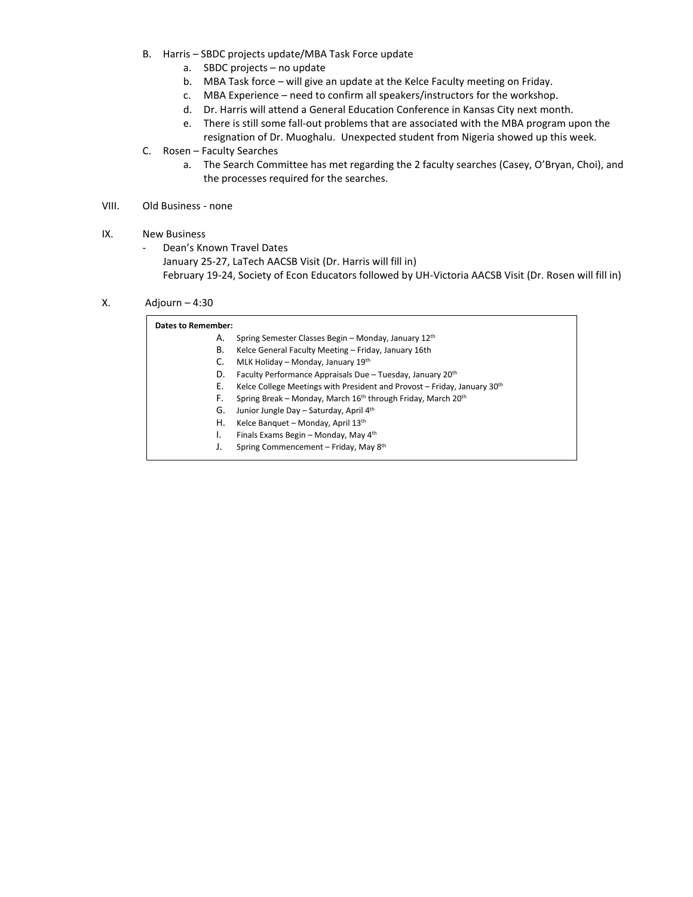B. Harris – SBDC projects update/MBA Task Force update
   a. SBDC projects – no update
   b. MBA Task force – will give an update at the Kelce Faculty meeting on Friday.
   c. MBA Experience – need to confirm all speakers/instructors for the workshop.
   d. Dr. Harris will attend a General Education Conference in Kansas City next month.
   e. There is still some fall-out problems that are associated with the MBA program upon the resignation of Dr. Muoghalu. Unexpected student from Nigeria showed up this week.

C. Rosen – Faculty Searches
   a. The Search Committee has met regarding the 2 faculty searches (Casey, O'Bryan, Choi), and the processes required for the searches.

VIII. Old Business - none

IX. New Business
- Dean's Known Travel Dates
  January 25-27, LaTech AACSB Visit (Dr. Harris will fill in)
  February 19-24, Society of Econ Educators followed by UH-Victoria AACSB Visit (Dr. Rosen will fill in)

X. Adjourn – 4:30

**Dates to Remember:**

A. Spring Semester Classes Begin – Monday, January 12th
B. Kelce General Faculty Meeting – Friday, January 16th
C. MLK Holiday – Monday, January 19th
D. Faculty Performance Appraisals Due – Tuesday, January 20th
E. Kelce College Meetings with President and Provost – Friday, January 30th
F. Spring Break – Monday, March 16th through Friday, March 20th
G. Junior Jungle Day – Saturday, April 4th
H. Kelce Banquet – Monday, April 13th
I. Finals Exams Begin – Monday, May 4th
J. Spring Commencement – Friday, May 8th